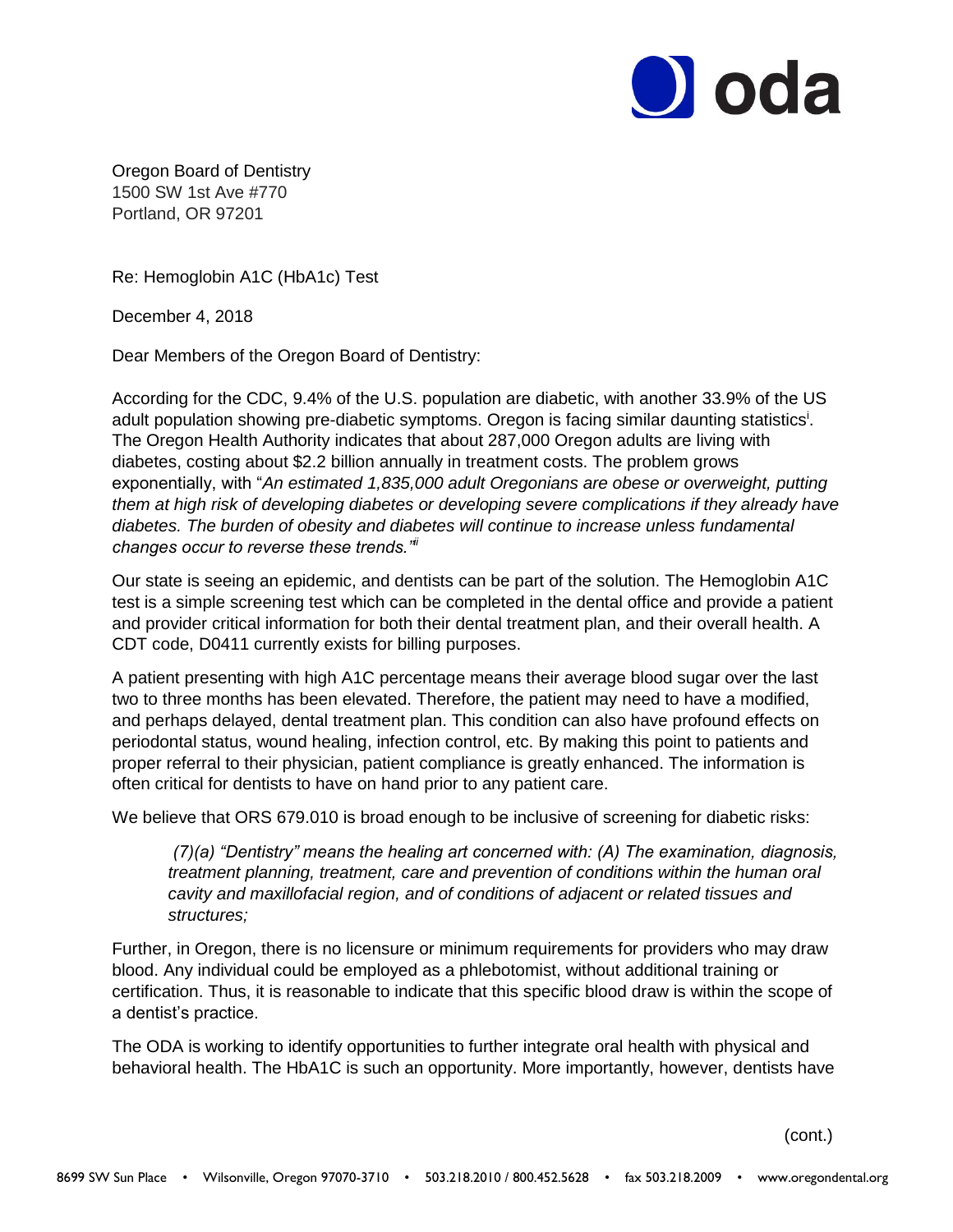Oregon Board of Dentistry
1500 SW 1st Ave #770
Portland, OR 97201

Re: Hemoglobin A1C (HbA1c) Test

December 4, 2018

Dear Members of the Oregon Board of Dentistry:

According for the CDC, 9.4% of the U.S. population are diabetic, with another 33.9% of the US adult population showing pre-diabetic symptoms. Oregon is facing similar daunting statistics[i]. The Oregon Health Authority indicates that about 287,000 Oregon adults are living with diabetes, costing about $2.2 billion annually in treatment costs. The problem grows exponentially, with "*An estimated 1,835,000 adult Oregonians are obese or overweight, putting them at high risk of developing diabetes or developing severe complications if they already have diabetes. The burden of obesity and diabetes will continue to increase unless fundamental changes occur to reverse these trends."*[ii]

Our state is seeing an epidemic, and dentists can be part of the solution. The Hemoglobin A1C test is a simple screening test which can be completed in the dental office and provide a patient and provider critical information for both their dental treatment plan, and their overall health. A CDT code, D0411 currently exists for billing purposes.

A patient presenting with high A1C percentage means their average blood sugar over the last two to three months has been elevated. Therefore, the patient may need to have a modified, and perhaps delayed, dental treatment plan. This condition can also have profound effects on periodontal status, wound healing, infection control, etc. By making this point to patients and proper referral to their physician, patient compliance is greatly enhanced. The information is often critical for dentists to have on hand prior to any patient care.

We believe that ORS 679.010 is broad enough to be inclusive of screening for diabetic risks:

> *(7)(a) "Dentistry" means the healing art concerned with: (A) The examination, diagnosis, treatment planning, treatment, care and prevention of conditions within the human oral cavity and maxillofacial region, and of conditions of adjacent or related tissues and structures;*

Further, in Oregon, there is no licensure or minimum requirements for providers who may draw blood. Any individual could be employed as a phlebotomist, without additional training or certification. Thus, it is reasonable to indicate that this specific blood draw is within the scope of a dentist's practice.

The ODA is working to identify opportunities to further integrate oral health with physical and behavioral health. The HbA1C is such an opportunity. More importantly, however, dentists have

(cont.)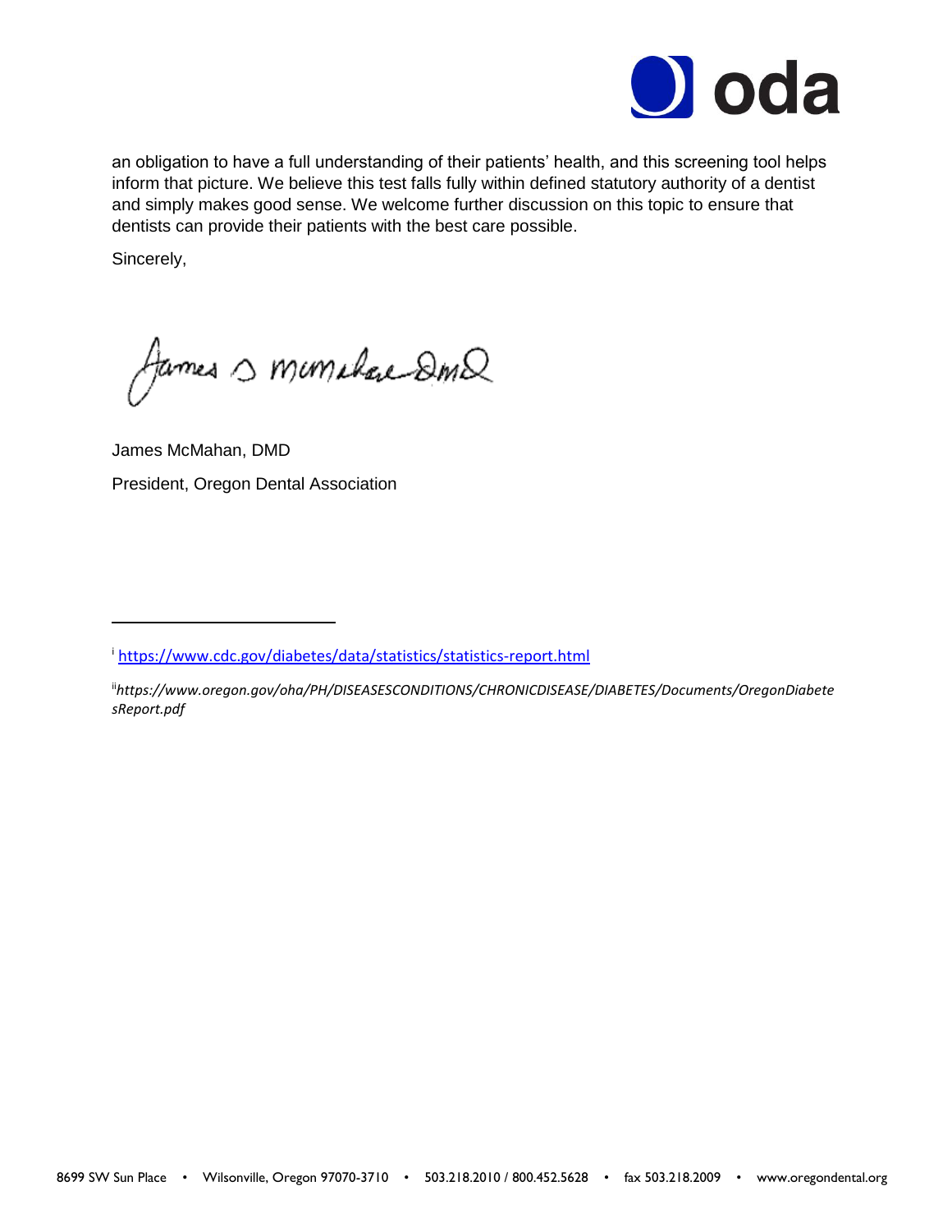an obligation to have a full understanding of their patients' health, and this screening tool helps inform that picture. We believe this test falls fully within defined statutory authority of a dentist and simply makes good sense. We welcome further discussion on this topic to ensure that dentists can provide their patients with the best care possible.

Sincerely,

James McMahan, DMD

President, Oregon Dental Association

---

[i] https://www.cdc.gov/diabetes/data/statistics/statistics-report.html

[ii] *https://www.oregon.gov/oha/PH/DISEASESCONDITIONS/CHRONICDISEASE/DIABETES/Documents/OregonDiabetesReport.pdf*